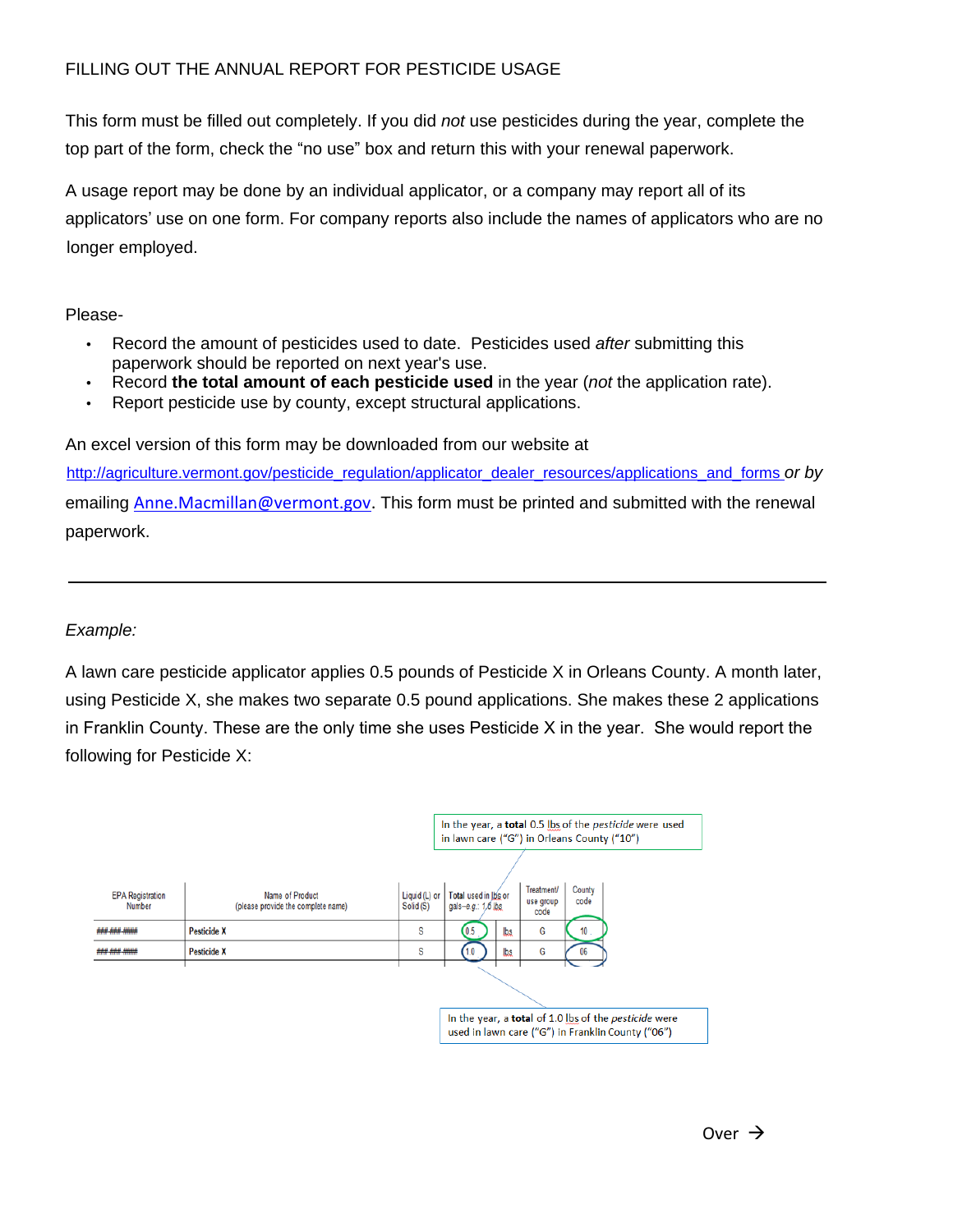FILLING OUT THE ANNUAL REPORT FOR PESTICIDE USAGE

This form must be filled out completely. If you did *not* use pesticides during the year, complete the top part of the form, check the "no use" box and return this with your renewal paperwork.

A usage report may be done by an individual applicator, or a company may report all of its applicators' use on one form. For company reports also include the names of applicators who are no longer employed.

Please-

- Record the amount of pesticides used to date. Pesticides used *after* submitting this paperwork should be reported on next year's use.
- Record **the total amount of each pesticide used** in the year (*not* the application rate).
- Report pesticide use by county, except structural applications.

An excel version of this form may be downloaded from our website at http://agriculture.vermont.gov/pesticide_regulation/applicator_dealer_resources/applications_and_forms *or by* emailing Anne.Macmillan@vermont.gov. This form must be printed and submitted with the renewal paperwork.

---

*Example:*

A lawn care pesticide applicator applies 0.5 pounds of Pesticide X in Orleans County. A month later, using Pesticide X, she makes two separate 0.5 pound applications. She makes these 2 applications in Franklin County. These are the only time she uses Pesticide X in the year. She would report the following for Pesticide X:

In the year, a **total** 0.5 lbs of the *pesticide* were used in lawn care ("G") in Orleans County ("10")

| EPA Registration Number | Name of Product (please provide the complete name) | Liquid (L) or Solid (S) | Total used in lbs or gals--e.g.: 1.0 lbs | | Treatment/ use group code | County code |
|---|---|---|---|---|---|---|
| ### ### #### | Pesticide X | S | 0.5 | lbs | G | 10 |
| ### ### #### | Pesticide X | S | 1.0 | lbs | G | 06 |

In the year, a **total** of 1.0 lbs of the *pesticide* were used in lawn care ("G") in Franklin County ("06")

Over →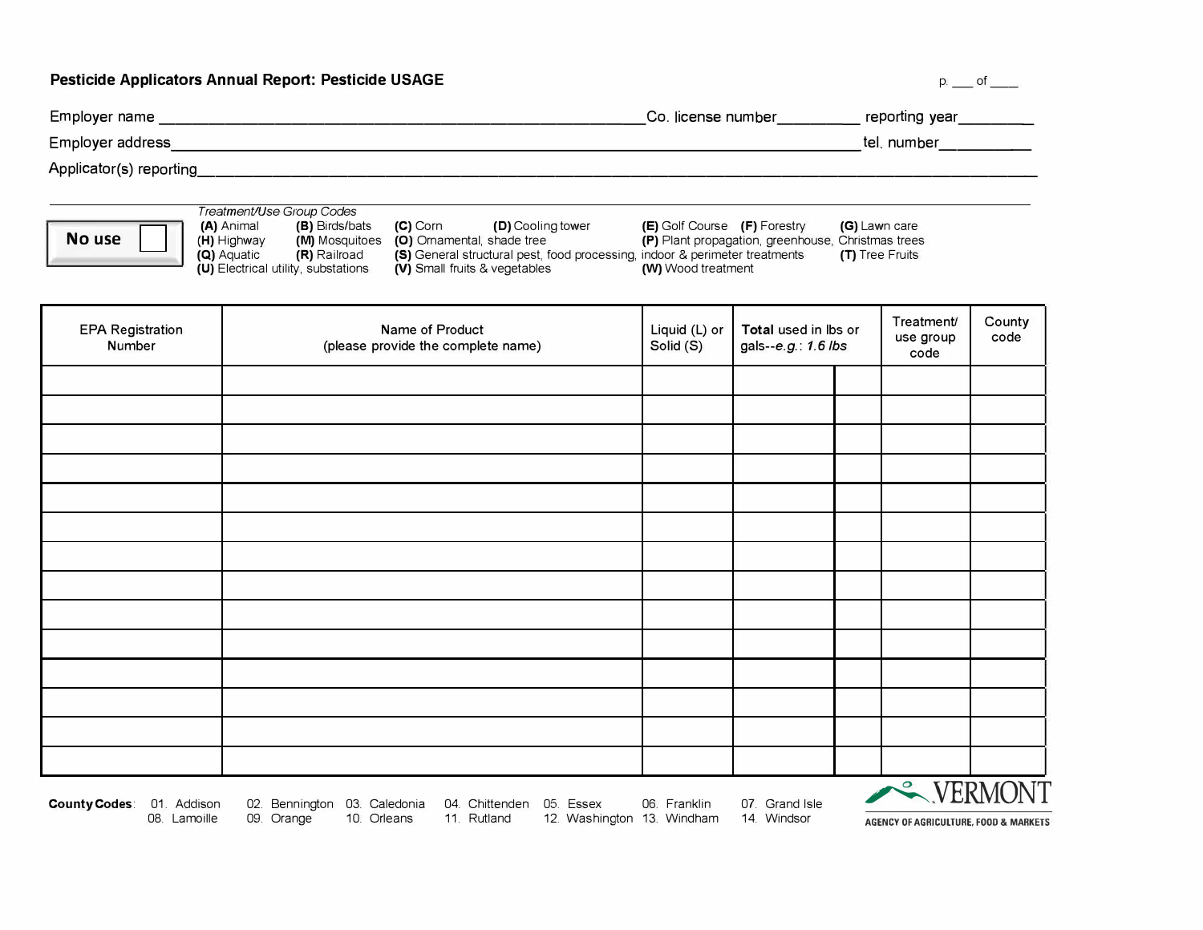## Pesticide Applicators Annual Report: Pesticide USAGE

p. ___ of ____

Employer name ____________________________________________ Co. license number__________ reporting year_________

Employer address ____________________________________________ tel. number___________

Applicator(s) reporting____________________________________________

**No use** ☐

*Treatment/Use Group Codes*

**(A)** Animal **(B)** Birds/bats **(C)** Corn **(D)** Cooling tower **(E)** Golf Course **(F)** Forestry **(G)** Lawn care
**(H)** Highway **(M)** Mosquitoes **(O)** Ornamental, shade tree **(P)** Plant propagation, greenhouse, Christmas trees
**(Q)** Aquatic **(R)** Railroad **(S)** General structural pest, food processing, indoor & perimeter treatments **(T)** Tree Fruits
**(U)** Electrical utility, substations **(V)** Small fruits & vegetables **(W)** Wood treatment

| EPA Registration Number | Name of Product (please provide the complete name) | Liquid (L) or Solid (S) | **Total** used in lbs or gals--*e.g.: 1.6 lbs* | | Treatment/ use group code | County code |
|---|---|---|---|---|---|---|
| | | | | | | |
| | | | | | | |
| | | | | | | |
| | | | | | | |
| | | | | | | |
| | | | | | | |
| | | | | | | |
| | | | | | | |
| | | | | | | |
| | | | | | | |
| | | | | | | |
| | | | | | | |
| | | | | | | |
| | | | | | | |

**County Codes**: 01. Addison 02. Bennington 03. Caledonia 04. Chittenden 05. Essex 06. Franklin 07. Grand Isle 08. Lamoille 09. Orange 10. Orleans 11. Rutland 12. Washington 13. Windham 14. Windsor

VERMONT
AGENCY OF AGRICULTURE, FOOD & MARKETS